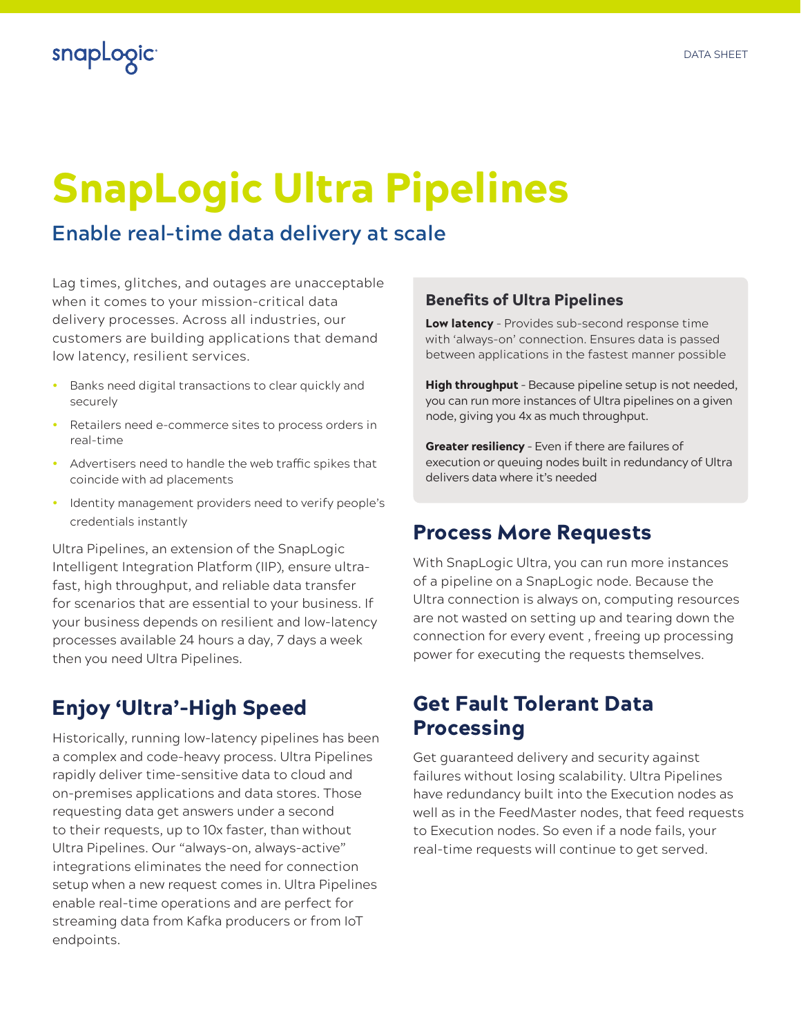# SnapLogic Ultra Pipelines

## Enable real-time data delivery at scale

Lag times, glitches, and outages are unacceptable when it comes to your mission-critical data delivery processes. Across all industries, our customers are building applications that demand low latency, resilient services.

- Banks need digital transactions to clear quickly and securely
- Retailers need e-commerce sites to process orders in real-time
- Advertisers need to handle the web traffic spikes that coincide with ad placements
- Identity management providers need to verify people's credentials instantly

Ultra Pipelines, an extension of the SnapLogic Intelligent Integration Platform (IIP), ensure ultra-fast, high throughput, and reliable data transfer for scenarios that are essential to your business. If your business depends on resilient and low-latency processes available 24 hours a day, 7 days a week then you need Ultra Pipelines.

## Enjoy 'Ultra'-High Speed

Historically, running low-latency pipelines has been a complex and code-heavy process. Ultra Pipelines rapidly deliver time-sensitive data to cloud and on-premises applications and data stores. Those requesting data get answers under a second to their requests, up to 10x faster, than without Ultra Pipelines. Our "always-on, always-active" integrations eliminates the need for connection setup when a new request comes in. Ultra Pipelines enable real-time operations and are perfect for streaming data from Kafka producers or from IoT endpoints.

### Benefits of Ultra Pipelines

**Low latency** - Provides sub-second response time with 'always-on' connection. Ensures data is passed between applications in the fastest manner possible

**High throughput** - Because pipeline setup is not needed, you can run more instances of Ultra pipelines on a given node, giving you 4x as much throughput.

**Greater resiliency** - Even if there are failures of execution or queuing nodes built in redundancy of Ultra delivers data where it's needed

## Process More Requests

With SnapLogic Ultra, you can run more instances of a pipeline on a SnapLogic node. Because the Ultra connection is always on, computing resources are not wasted on setting up and tearing down the connection for every event , freeing up processing power for executing the requests themselves.

## Get Fault Tolerant Data Processing

Get guaranteed delivery and security against failures without losing scalability. Ultra Pipelines have redundancy built into the Execution nodes as well as in the FeedMaster nodes, that feed requests to Execution nodes. So even if a node fails, your real-time requests will continue to get served.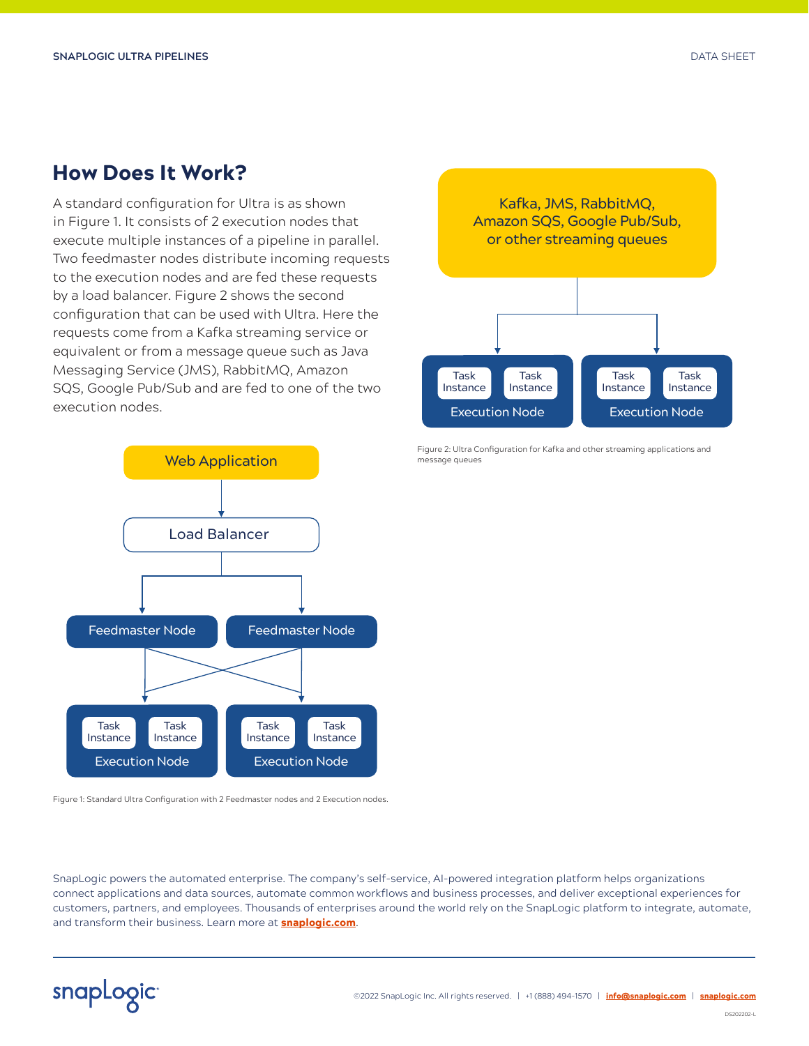## How Does It Work?

A standard configuration for Ultra is as shown in Figure 1. It consists of 2 execution nodes that execute multiple instances of a pipeline in parallel. Two feedmaster nodes distribute incoming requests to the execution nodes and are fed these requests by a load balancer. Figure 2 shows the second configuration that can be used with Ultra. Here the requests come from a Kafka streaming service or equivalent or from a message queue such as Java Messaging Service (JMS), RabbitMQ, Amazon SQS, Google Pub/Sub and are fed to one of the two execution nodes.

Web Application

Load Balancer

Feedmaster Node

Feedmaster Node

Task Instance

Task Instance

Execution Node

Task Instance

Task Instance

Execution Node

Figure 1: Standard Ultra Configuration with 2 Feedmaster nodes and 2 Execution nodes.

Kafka, JMS, RabbitMQ, Amazon SQS, Google Pub/Sub, or other streaming queues

Task Instance

Task Instance

Execution Node

Task Instance

Task Instance

Execution Node

Figure 2: Ultra Configuration for Kafka and other streaming applications and message queues

SnapLogic powers the automated enterprise. The company's self-service, AI-powered integration platform helps organizations connect applications and data sources, automate common workflows and business processes, and deliver exceptional experiences for customers, partners, and employees. Thousands of enterprises around the world rely on the SnapLogic platform to integrate, automate, and transform their business. Learn more at **snaplogic.com**.

snapLogic

©2022 SnapLogic Inc. All rights reserved. | +1 (888) 494-1570 | **info@snaplogic.com** | **snaplogic.com**

DS202202-L